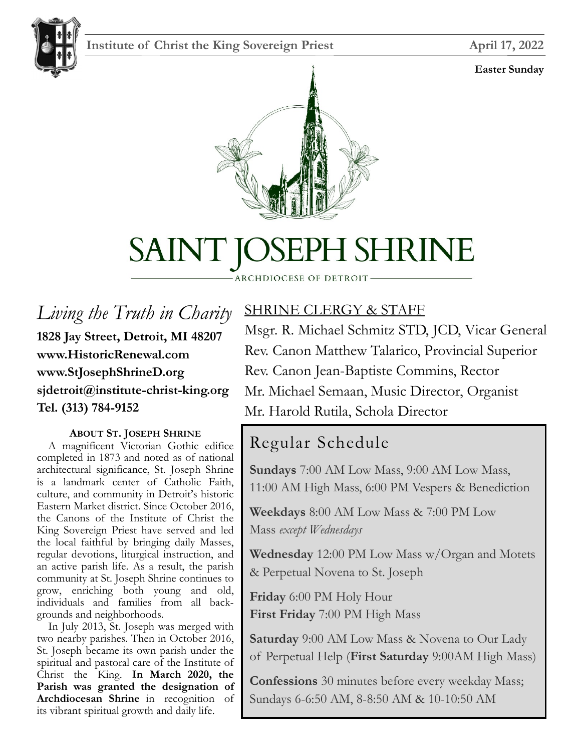Institute of Christ the King Sovereign Priest

April 17, 2022

**Easter Sunday**

# SAINT JOSEPH SHRINE

ARCHDIOCESE OF DETROIT

*Living the Truth in Charity*

**1828 Jay Street, Detroit, MI 48207**
**www.HistoricRenewal.com**
**www.StJosephShrineD.org**
**sjdetroit@institute-christ-king.org**
**Tel. (313) 784-9152**

### ABOUT ST. JOSEPH SHRINE

A magnificent Victorian Gothic edifice completed in 1873 and noted as of national architectural significance, St. Joseph Shrine is a landmark center of Catholic Faith, culture, and community in Detroit's historic Eastern Market district. Since October 2016, the Canons of the Institute of Christ the King Sovereign Priest have served and led the local faithful by bringing daily Masses, regular devotions, liturgical instruction, and an active parish life. As a result, the parish community at St. Joseph Shrine continues to grow, enriching both young and old, individuals and families from all backgrounds and neighborhoods.

In July 2013, St. Joseph was merged with two nearby parishes. Then in October 2016, St. Joseph became its own parish under the spiritual and pastoral care of the Institute of Christ the King. **In March 2020, the Parish was granted the designation of Archdiocesan Shrine** in recognition of its vibrant spiritual growth and daily life.

## SHRINE CLERGY & STAFF

Msgr. R. Michael Schmitz STD, JCD, Vicar General
Rev. Canon Matthew Talarico, Provincial Superior
Rev. Canon Jean-Baptiste Commins, Rector
Mr. Michael Semaan, Music Director, Organist
Mr. Harold Rutila, Schola Director

## Regular Schedule

**Sundays** 7:00 AM Low Mass, 9:00 AM Low Mass, 11:00 AM High Mass, 6:00 PM Vespers & Benediction

**Weekdays** 8:00 AM Low Mass & 7:00 PM Low Mass *except Wednesdays*

**Wednesday** 12:00 PM Low Mass w/Organ and Motets & Perpetual Novena to St. Joseph

**Friday** 6:00 PM Holy Hour
**First Friday** 7:00 PM High Mass

**Saturday** 9:00 AM Low Mass & Novena to Our Lady of Perpetual Help (**First Saturday** 9:00AM High Mass)

**Confessions** 30 minutes before every weekday Mass; Sundays 6-6:50 AM, 8-8:50 AM & 10-10:50 AM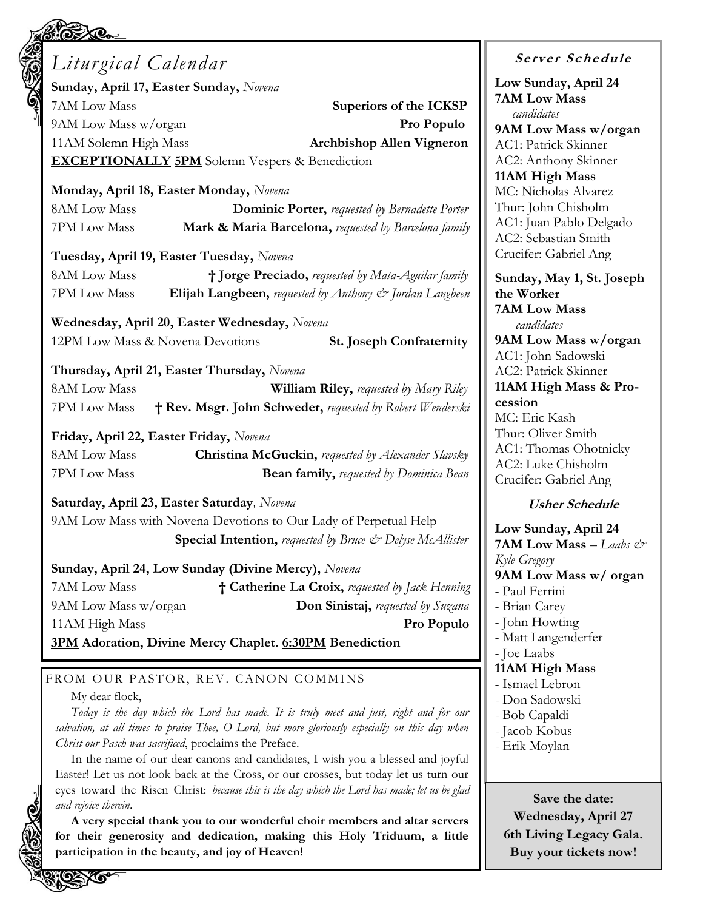# Liturgical Calendar

**Sunday, April 17, Easter Sunday,** *Novena*

7AM Low Mass **Superiors of the ICKSP**

9AM Low Mass w/organ **Pro Populo**

11AM Solemn High Mass **Archbishop Allen Vigneron**

**EXCEPTIONALLY 5PM** Solemn Vespers & Benediction

**Monday, April 18, Easter Monday,** *Novena*

8AM Low Mass **Dominic Porter,** *requested by Bernadette Porter*

7PM Low Mass **Mark & Maria Barcelona,** *requested by Barcelona family*

**Tuesday, April 19, Easter Tuesday,** *Novena*

8AM Low Mass **† Jorge Preciado,** *requested by Mata-Aguilar family*

7PM Low Mass **Elijah Langbeen,** *requested by Anthony & Jordan Langbeen*

**Wednesday, April 20, Easter Wednesday,** *Novena*

12PM Low Mass & Novena Devotions **St. Joseph Confraternity**

**Thursday, April 21, Easter Thursday,** *Novena*

8AM Low Mass **William Riley,** *requested by Mary Riley*

7PM Low Mass **† Rev. Msgr. John Schweder,** *requested by Robert Wenderski*

**Friday, April 22, Easter Friday,** *Novena*

8AM Low Mass **Christina McGuckin,** *requested by Alexander Slavsky*

7PM Low Mass **Bean family,** *requested by Dominica Bean*

**Saturday, April 23, Easter Saturday***, Novena*

9AM Low Mass with Novena Devotions to Our Lady of Perpetual Help

**Special Intention,** *requested by Bruce & Delyse McAllister*

**Sunday, April 24, Low Sunday (Divine Mercy),** *Novena*

7AM Low Mass **† Catherine La Croix,** *requested by Jack Henning*

9AM Low Mass w/organ **Don Sinistaj,** *requested by Suzana*

11AM High Mass **Pro Populo**

**3PM Adoration, Divine Mercy Chaplet. 6:30PM Benediction**

## FROM OUR PASTOR, REV. CANON COMMINS

My dear flock,

*Today is the day which the Lord has made. It is truly meet and just, right and for our salvation, at all times to praise Thee, O Lord, but more gloriously especially on this day when Christ our Pasch was sacrificed*, proclaims the Preface.

In the name of our dear canons and candidates, I wish you a blessed and joyful Easter! Let us not look back at the Cross, or our crosses, but today let us turn our eyes toward the Risen Christ: *because this is the day which the Lord has made; let us be glad and rejoice therein*.

**A very special thank you to our wonderful choir members and altar servers for their generosity and dedication, making this Holy Triduum, a little participation in the beauty, and joy of Heaven!**

## Server Schedule

**Low Sunday, April 24**

**7AM Low Mass**
*candidates*

**9AM Low Mass w/organ**
AC1: Patrick Skinner
AC2: Anthony Skinner

**11AM High Mass**
MC: Nicholas Alvarez
Thur: John Chisholm
AC1: Juan Pablo Delgado
AC2: Sebastian Smith
Crucifer: Gabriel Ang

**Sunday, May 1, St. Joseph the Worker**

**7AM Low Mass**
*candidates*

**9AM Low Mass w/organ**
AC1: John Sadowski
AC2: Patrick Skinner

**11AM High Mass & Procession**
MC: Eric Kash
Thur: Oliver Smith
AC1: Thomas Ohotnicky
AC2: Luke Chisholm
Crucifer: Gabriel Ang

## Usher Schedule

**Low Sunday, April 24**

**7AM Low Mass** – *Laabs & Kyle Gregory*

**9AM Low Mass w/ organ**
- Paul Ferrini
- Brian Carey
- John Howting
- Matt Langenderfer
- Joe Laabs

**11AM High Mass**
- Ismael Lebron
- Don Sadowski
- Bob Capaldi
- Jacob Kobus
- Erik Moylan

**Save the date:**
**Wednesday, April 27**
**6th Living Legacy Gala.**
**Buy your tickets now!**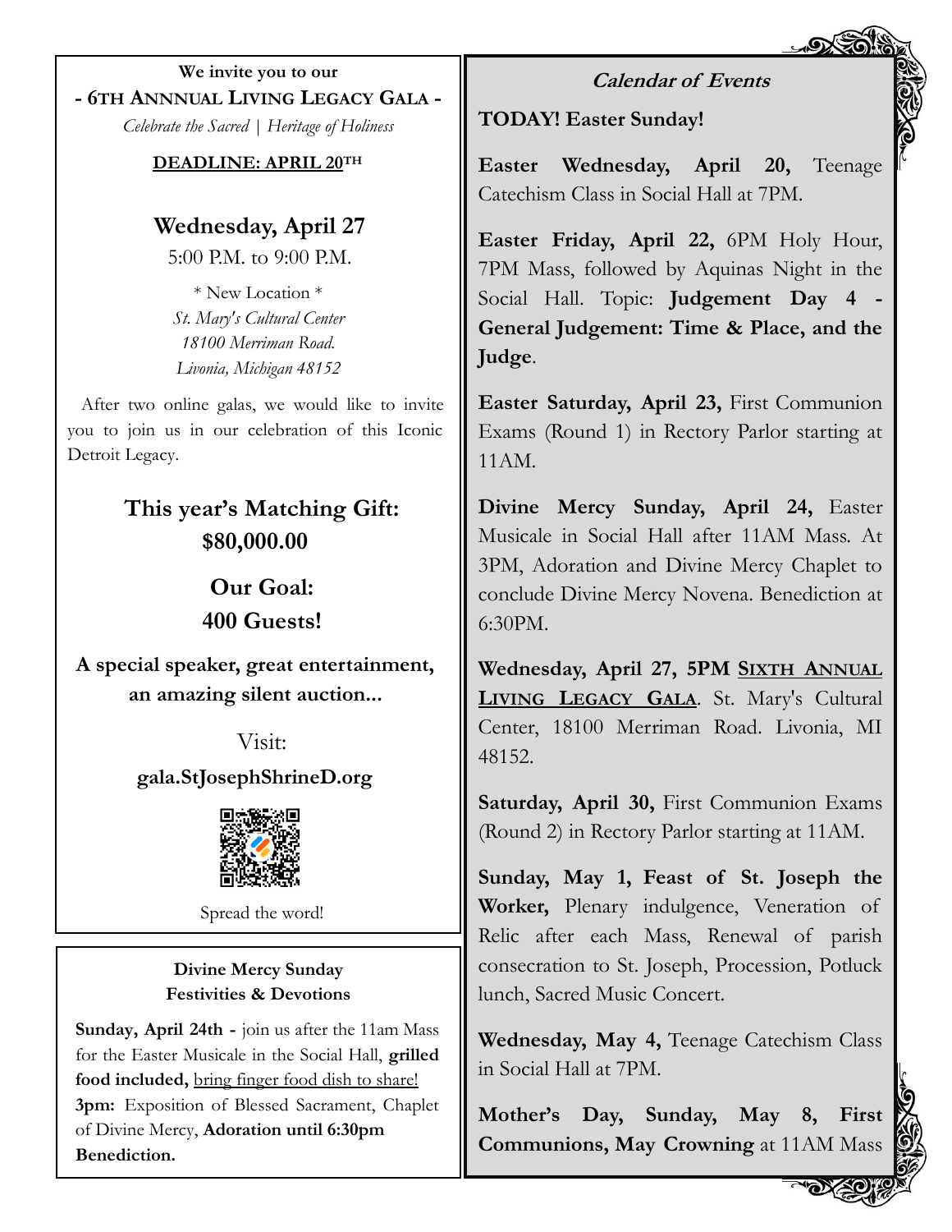**We invite you to our**

## - 6TH ANNNUAL LIVING LEGACY GALA -

*Celebrate the Sacred | Heritage of Holiness*

**DEADLINE: APRIL 20TH**

### Wednesday, April 27

5:00 P.M. to 9:00 P.M.

* New Location *
*St. Mary's Cultural Center*
*18100 Merriman Road.*
*Livonia, Michigan 48152*

After two online galas, we would like to invite you to join us in our celebration of this Iconic Detroit Legacy.

### This year's Matching Gift: $80,000.00

### Our Goal: 400 Guests!

**A special speaker, great entertainment, an amazing silent auction...**

Visit:

**gala.StJosephShrineD.org**

Spread the word!

**Divine Mercy Sunday Festivities & Devotions**

**Sunday, April 24th -** join us after the 11am Mass for the Easter Musicale in the Social Hall, **grilled food included,** bring finger food dish to share! **3pm:** Exposition of Blessed Sacrament, Chaplet of Divine Mercy, **Adoration until 6:30pm Benediction.**

## Calendar of Events

**TODAY! Easter Sunday!**

**Easter Wednesday, April 20,** Teenage Catechism Class in Social Hall at 7PM.

**Easter Friday, April 22,** 6PM Holy Hour, 7PM Mass, followed by Aquinas Night in the Social Hall. Topic: **Judgement Day 4 - General Judgement: Time & Place, and the Judge**.

**Easter Saturday, April 23,** First Communion Exams (Round 1) in Rectory Parlor starting at 11AM.

**Divine Mercy Sunday, April 24,** Easter Musicale in Social Hall after 11AM Mass. At 3PM, Adoration and Divine Mercy Chaplet to conclude Divine Mercy Novena. Benediction at 6:30PM.

**Wednesday, April 27, 5PM SIXTH ANNUAL LIVING LEGACY GALA**. St. Mary's Cultural Center, 18100 Merriman Road. Livonia, MI 48152.

**Saturday, April 30,** First Communion Exams (Round 2) in Rectory Parlor starting at 11AM.

**Sunday, May 1, Feast of St. Joseph the Worker,** Plenary indulgence, Veneration of Relic after each Mass, Renewal of parish consecration to St. Joseph, Procession, Potluck lunch, Sacred Music Concert.

**Wednesday, May 4,** Teenage Catechism Class in Social Hall at 7PM.

**Mother's Day, Sunday, May 8, First Communions, May Crowning** at 11AM Mass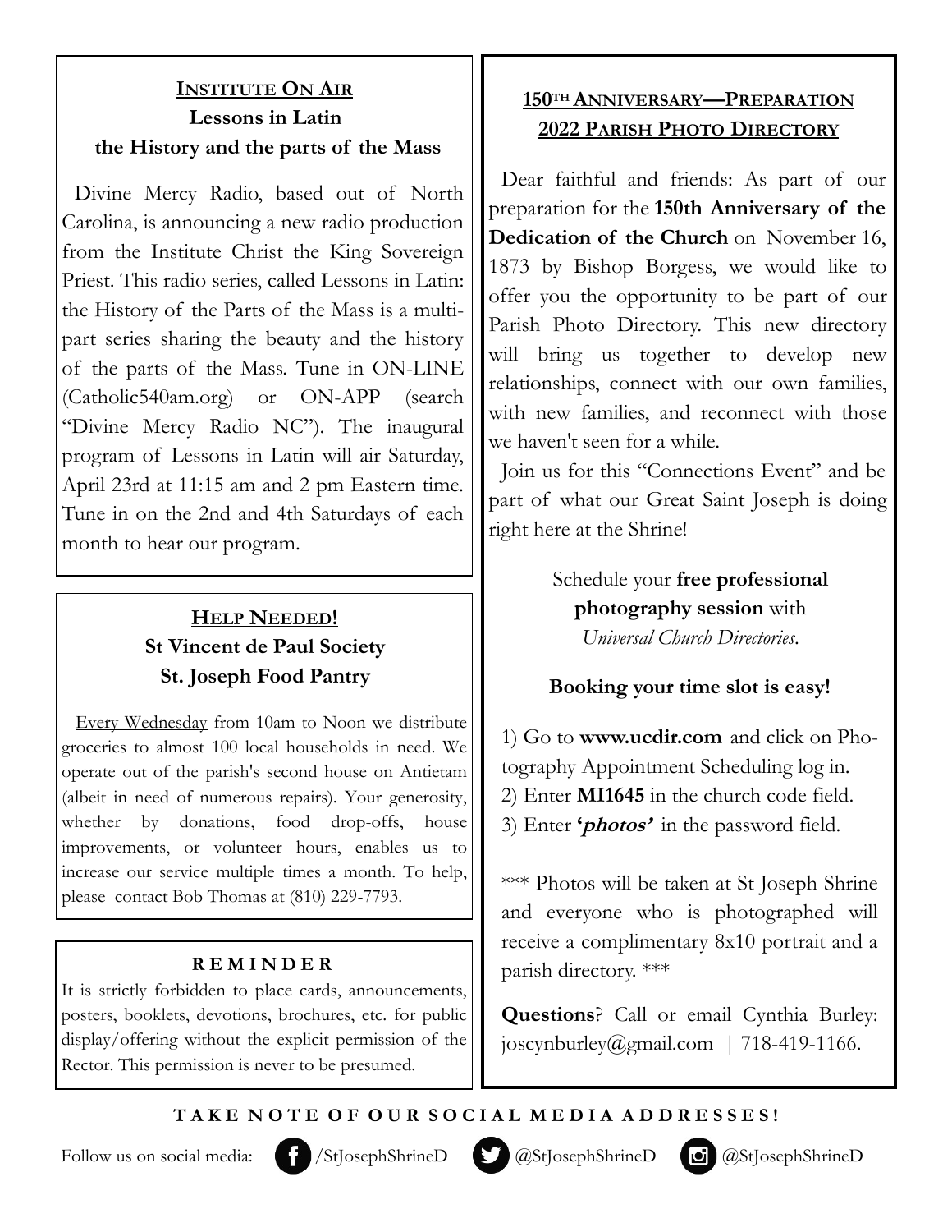## INSTITUTE ON AIR

**Lessons in Latin**

**the History and the parts of the Mass**

Divine Mercy Radio, based out of North Carolina, is announcing a new radio production from the Institute Christ the King Sovereign Priest. This radio series, called Lessons in Latin: the History of the Parts of the Mass is a multi-part series sharing the beauty and the history of the parts of the Mass. Tune in ON-LINE (Catholic540am.org) or ON-APP (search "Divine Mercy Radio NC"). The inaugural program of Lessons in Latin will air Saturday, April 23rd at 11:15 am and 2 pm Eastern time. Tune in on the 2nd and 4th Saturdays of each month to hear our program.

## HELP NEEDED!

**St Vincent de Paul Society**

**St. Joseph Food Pantry**

Every Wednesday from 10am to Noon we distribute groceries to almost 100 local households in need. We operate out of the parish's second house on Antietam (albeit in need of numerous repairs). Your generosity, whether by donations, food drop-offs, house improvements, or volunteer hours, enables us to increase our service multiple times a month. To help, please contact Bob Thomas at (810) 229-7793.

## REMINDER

It is strictly forbidden to place cards, announcements, posters, booklets, devotions, brochures, etc. for public display/offering without the explicit permission of the Rector. This permission is never to be presumed.

## 150TH ANNIVERSARY—PREPARATION
## 2022 PARISH PHOTO DIRECTORY

Dear faithful and friends: As part of our preparation for the **150th Anniversary of the Dedication of the Church** on November 16, 1873 by Bishop Borgess, we would like to offer you the opportunity to be part of our Parish Photo Directory. This new directory will bring us together to develop new relationships, connect with our own families, with new families, and reconnect with those we haven't seen for a while.

Join us for this "Connections Event" and be part of what our Great Saint Joseph is doing right here at the Shrine!

Schedule your **free professional photography session** with *Universal Church Directories*.

**Booking your time slot is easy!**

1) Go to **www.ucdir.com** and click on Photography Appointment Scheduling log in.
2) Enter **MI1645** in the church code field.
3) Enter **'*photos*'** in the password field.

*** Photos will be taken at St Joseph Shrine and everyone who is photographed will receive a complimentary 8x10 portrait and a parish directory. ***

**Questions**? Call or email Cynthia Burley: joscynburley@gmail.com | 718-419-1166.

**TAKE NOTE OF OUR SOCIAL MEDIA ADDRESSES!**

Follow us on social media: /StJosephShrineD @StJosephShrineD @StJosephShrineD